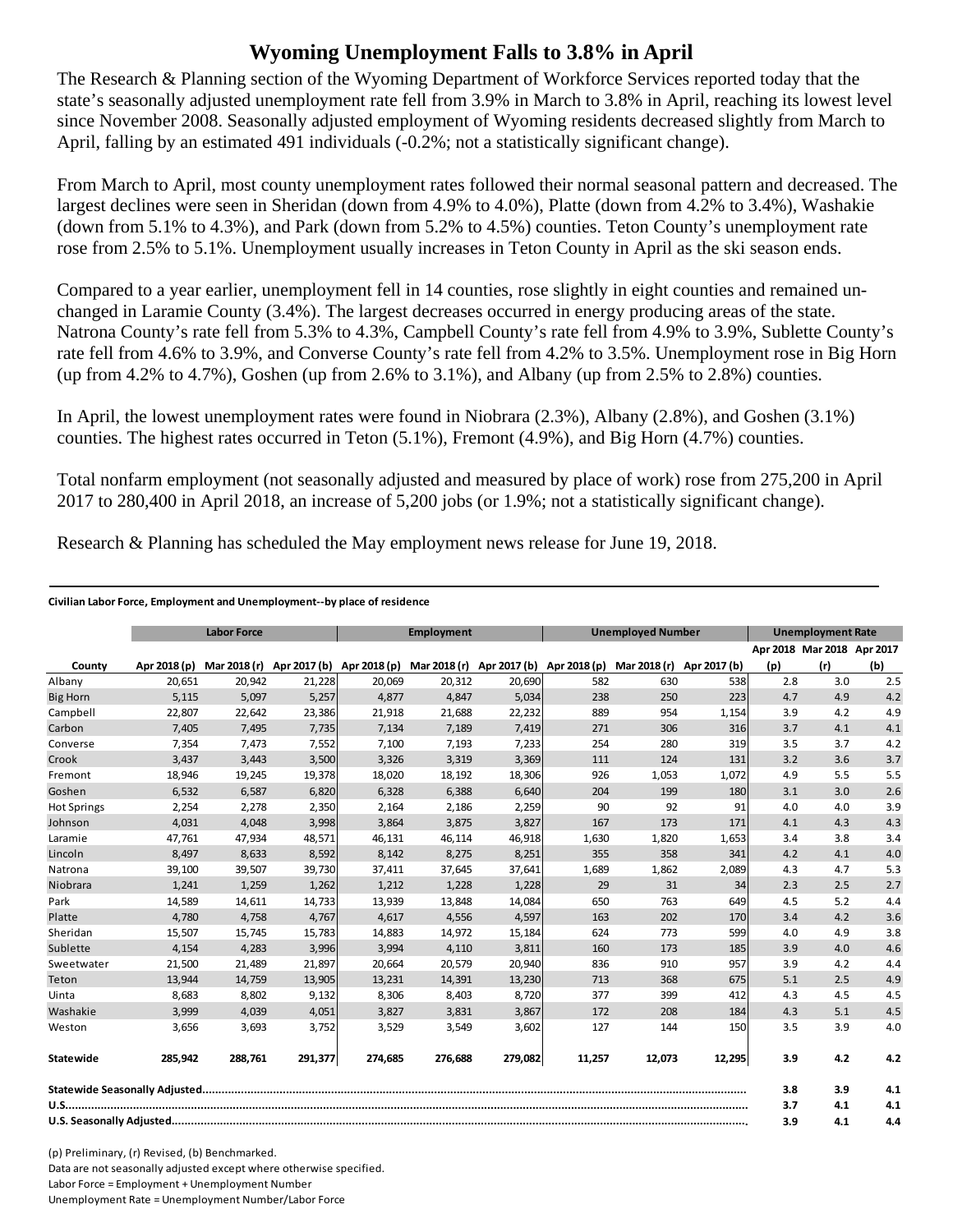# Wyoming Unemployment Falls to 3.8% in April

The Research & Planning section of the Wyoming Department of Workforce Services reported today that the state's seasonally adjusted unemployment rate fell from 3.9% in March to 3.8% in April, reaching its lowest level since November 2008. Seasonally adjusted employment of Wyoming residents decreased slightly from March to April, falling by an estimated 491 individuals (-0.2%; not a statistically significant change).

From March to April, most county unemployment rates followed their normal seasonal pattern and decreased. The largest declines were seen in Sheridan (down from 4.9% to 4.0%), Platte (down from 4.2% to 3.4%), Washakie (down from 5.1% to 4.3%), and Park (down from 5.2% to 4.5%) counties. Teton County's unemployment rate rose from 2.5% to 5.1%. Unemployment usually increases in Teton County in April as the ski season ends.

Compared to a year earlier, unemployment fell in 14 counties, rose slightly in eight counties and remained un-changed in Laramie County (3.4%). The largest decreases occurred in energy producing areas of the state. Natrona County's rate fell from 5.3% to 4.3%, Campbell County's rate fell from 4.9% to 3.9%, Sublette County's rate fell from 4.6% to 3.9%, and Converse County's rate fell from 4.2% to 3.5%. Unemployment rose in Big Horn (up from 4.2% to 4.7%), Goshen (up from 2.6% to 3.1%), and Albany (up from 2.5% to 2.8%) counties.

In April, the lowest unemployment rates were found in Niobrara (2.3%), Albany (2.8%), and Goshen (3.1%) counties. The highest rates occurred in Teton (5.1%), Fremont (4.9%), and Big Horn (4.7%) counties.

Total nonfarm employment (not seasonally adjusted and measured by place of work) rose from 275,200 in April 2017 to 280,400 in April 2018, an increase of 5,200 jobs (or 1.9%; not a statistically significant change).

Research & Planning has scheduled the May employment news release for June 19, 2018.

**Civilian Labor Force, Employment and Unemployment--by place of residence**

| | Labor Force | | | Employment | | | Unemployed Number | | | Unemployment Rate | | |
|---|---|---|---|---|---|---|---|---|---|---|---|---|
| County | Apr 2018 (p) | Mar 2018 (r) | Apr 2017 (b) | Apr 2018 (p) | Mar 2018 (r) | Apr 2017 (b) | Apr 2018 (p) | Mar 2018 (r) | Apr 2017 (b) | Apr 2018 (p) | Mar 2018 (r) | Apr 2017 (b) |
| Albany | 20,651 | 20,942 | 21,228 | 20,069 | 20,312 | 20,690 | 582 | 630 | 538 | 2.8 | 3.0 | 2.5 |
| Big Horn | 5,115 | 5,097 | 5,257 | 4,877 | 4,847 | 5,034 | 238 | 250 | 223 | 4.7 | 4.9 | 4.2 |
| Campbell | 22,807 | 22,642 | 23,386 | 21,918 | 21,688 | 22,232 | 889 | 954 | 1,154 | 3.9 | 4.2 | 4.9 |
| Carbon | 7,405 | 7,495 | 7,735 | 7,134 | 7,189 | 7,419 | 271 | 306 | 316 | 3.7 | 4.1 | 4.1 |
| Converse | 7,354 | 7,473 | 7,552 | 7,100 | 7,193 | 7,233 | 254 | 280 | 319 | 3.5 | 3.7 | 4.2 |
| Crook | 3,437 | 3,443 | 3,500 | 3,326 | 3,319 | 3,369 | 111 | 124 | 131 | 3.2 | 3.6 | 3.7 |
| Fremont | 18,946 | 19,245 | 19,378 | 18,020 | 18,192 | 18,306 | 926 | 1,053 | 1,072 | 4.9 | 5.5 | 5.5 |
| Goshen | 6,532 | 6,587 | 6,820 | 6,328 | 6,388 | 6,640 | 204 | 199 | 180 | 3.1 | 3.0 | 2.6 |
| Hot Springs | 2,254 | 2,278 | 2,350 | 2,164 | 2,186 | 2,259 | 90 | 92 | 91 | 4.0 | 4.0 | 3.9 |
| Johnson | 4,031 | 4,048 | 3,998 | 3,864 | 3,875 | 3,827 | 167 | 173 | 171 | 4.1 | 4.3 | 4.3 |
| Laramie | 47,761 | 47,934 | 48,571 | 46,131 | 46,114 | 46,918 | 1,630 | 1,820 | 1,653 | 3.4 | 3.8 | 3.4 |
| Lincoln | 8,497 | 8,633 | 8,592 | 8,142 | 8,275 | 8,251 | 355 | 358 | 341 | 4.2 | 4.1 | 4.0 |
| Natrona | 39,100 | 39,507 | 39,730 | 37,411 | 37,645 | 37,641 | 1,689 | 1,862 | 2,089 | 4.3 | 4.7 | 5.3 |
| Niobrara | 1,241 | 1,259 | 1,262 | 1,212 | 1,228 | 1,228 | 29 | 31 | 34 | 2.3 | 2.5 | 2.7 |
| Park | 14,589 | 14,611 | 14,733 | 13,939 | 13,848 | 14,084 | 650 | 763 | 649 | 4.5 | 5.2 | 4.4 |
| Platte | 4,780 | 4,758 | 4,767 | 4,617 | 4,556 | 4,597 | 163 | 202 | 170 | 3.4 | 4.2 | 3.6 |
| Sheridan | 15,507 | 15,745 | 15,783 | 14,883 | 14,972 | 15,184 | 624 | 773 | 599 | 4.0 | 4.9 | 3.8 |
| Sublette | 4,154 | 4,283 | 3,996 | 3,994 | 4,110 | 3,811 | 160 | 173 | 185 | 3.9 | 4.0 | 4.6 |
| Sweetwater | 21,500 | 21,489 | 21,897 | 20,664 | 20,579 | 20,940 | 836 | 910 | 957 | 3.9 | 4.2 | 4.4 |
| Teton | 13,944 | 14,759 | 13,905 | 13,231 | 14,391 | 13,230 | 713 | 368 | 675 | 5.1 | 2.5 | 4.9 |
| Uinta | 8,683 | 8,802 | 9,132 | 8,306 | 8,403 | 8,720 | 377 | 399 | 412 | 4.3 | 4.5 | 4.5 |
| Washakie | 3,999 | 4,039 | 4,051 | 3,827 | 3,831 | 3,867 | 172 | 208 | 184 | 4.3 | 5.1 | 4.5 |
| Weston | 3,656 | 3,693 | 3,752 | 3,529 | 3,549 | 3,602 | 127 | 144 | 150 | 3.5 | 3.9 | 4.0 |
| **Statewide** | **285,942** | **288,761** | **291,377** | **274,685** | **276,688** | **279,082** | **11,257** | **12,073** | **12,295** | **3.9** | **4.2** | **4.2** |
| **Statewide Seasonally Adjusted** | | | | | | | | | | **3.8** | **3.9** | **4.1** |
| **U.S.** | | | | | | | | | | **3.7** | **4.1** | **4.1** |
| **U.S. Seasonally Adjusted** | | | | | | | | | | **3.9** | **4.1** | **4.4** |

(p) Preliminary, (r) Revised, (b) Benchmarked.

Data are not seasonally adjusted except where otherwise specified.

Labor Force = Employment + Unemployment Number

Unemployment Rate = Unemployment Number/Labor Force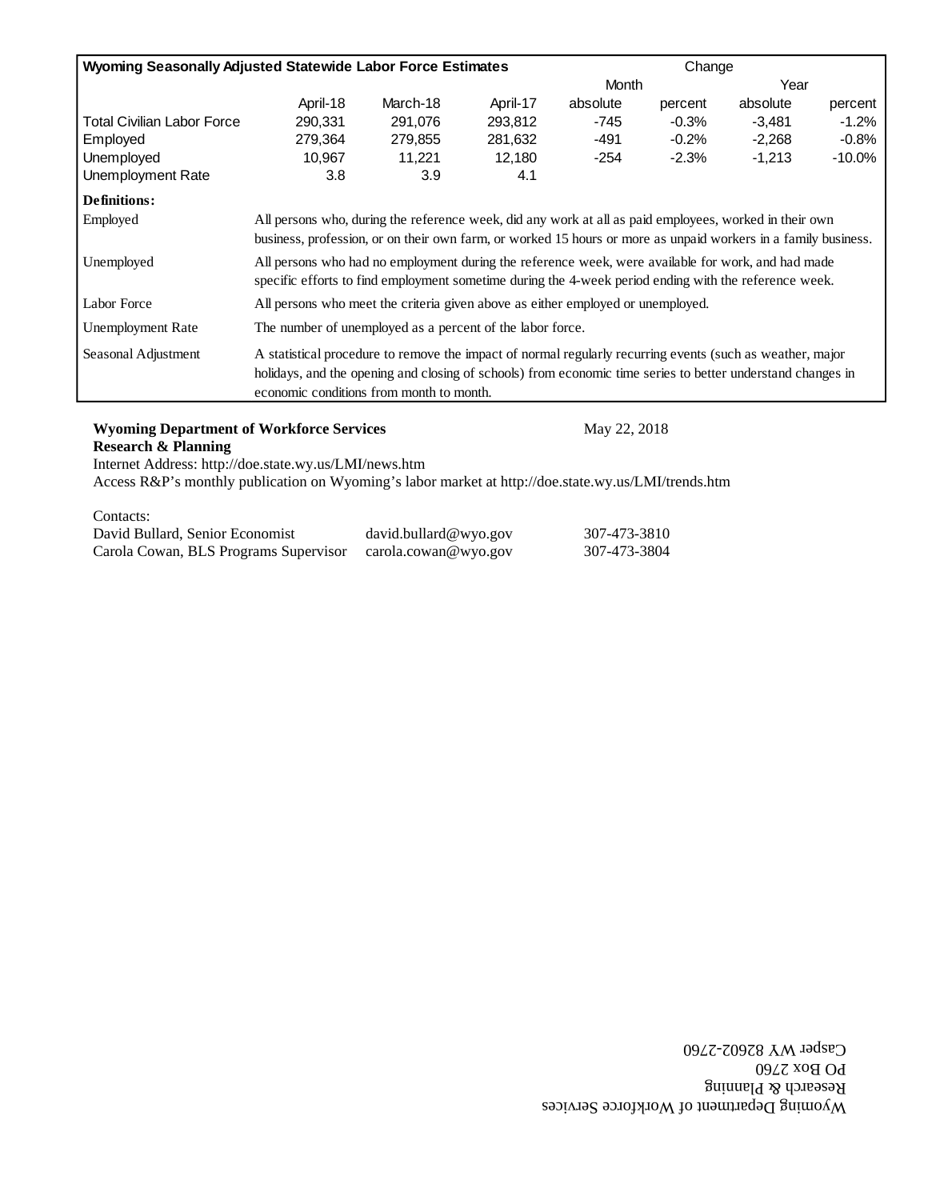| Wyoming Seasonally Adjusted Statewide Labor Force Estimates | | | | Change | | | |
|---|---|---|---|---|---|---|---|
| | | | | Month | | Year | |
| | April-18 | March-18 | April-17 | absolute | percent | absolute | percent |
| Total Civilian Labor Force | 290,331 | 291,076 | 293,812 | -745 | -0.3% | -3,481 | -1.2% |
| Employed | 279,364 | 279,855 | 281,632 | -491 | -0.2% | -2,268 | -0.8% |
| Unemployed | 10,967 | 11,221 | 12,180 | -254 | -2.3% | -1,213 | -10.0% |
| Unemployment Rate | 3.8 | 3.9 | 4.1 | | | | |

**Definitions:**

| | |
|---|---|
| Employed | All persons who, during the reference week, did any work at all as paid employees, worked in their own business, profession, or on their own farm, or worked 15 hours or more as unpaid workers in a family business. |
| Unemployed | All persons who had no employment during the reference week, were available for work, and had made specific efforts to find employment sometime during the 4-week period ending with the reference week. |
| Labor Force | All persons who meet the criteria given above as either employed or unemployed. |
| Unemployment Rate | The number of unemployed as a percent of the labor force. |
| Seasonal Adjustment | A statistical procedure to remove the impact of normal regularly recurring events (such as weather, major holidays, and the opening and closing of schools) from economic time series to better understand changes in economic conditions from month to month. |

**Wyoming Department of Workforce Services** May 22, 2018
**Research & Planning**
Internet Address: http://doe.state.wy.us/LMI/news.htm
Access R&P's monthly publication on Wyoming's labor market at http://doe.state.wy.us/LMI/trends.htm

Contacts:

| | | |
|---|---|---|
| David Bullard, Senior Economist | david.bullard@wyo.gov | 307-473-3810 |
| Carola Cowan, BLS Programs Supervisor | carola.cowan@wyo.gov | 307-473-3804 |

Wyoming Department of Workforce Services
Research & Planning
PO Box 2760
Casper WY 82602-2760